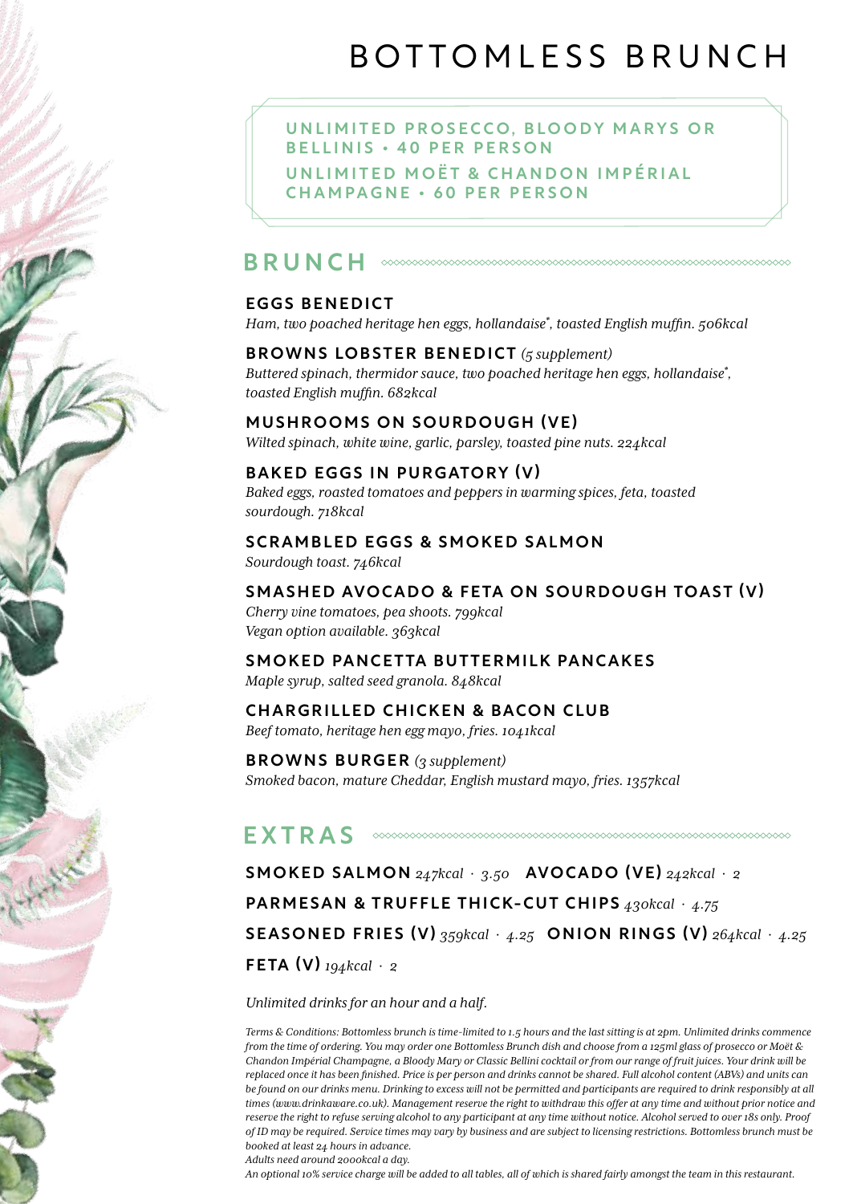# BOTTOMLESS BRUNCH

**UNLIMITED PROSECCO, BLOODY MARYS OR BELLINIS • 40 PER PERSON**

**UNLIMITED MOËT & CHANDON IMPÉRIAL CHAMPAGNE • 60 PER PERSON**

## BRUNCH

**EGGS BENEDICT**
*Ham, two poached heritage hen eggs, hollandaise*, toasted English muffin. 506kcal*

**BROWNS LOBSTER BENEDICT** *(5 supplement)*
*Buttered spinach, thermidor sauce, two poached heritage hen eggs, hollandaise*, toasted English muffin. 682kcal*

**MUSHROOMS ON SOURDOUGH (VE)**
*Wilted spinach, white wine, garlic, parsley, toasted pine nuts. 224kcal*

**BAKED EGGS IN PURGATORY (V)**
*Baked eggs, roasted tomatoes and peppers in warming spices, feta, toasted sourdough. 718kcal*

**SCRAMBLED EGGS & SMOKED SALMON**
*Sourdough toast. 746kcal*

**SMASHED AVOCADO & FETA ON SOURDOUGH TOAST (V)**
*Cherry vine tomatoes, pea shoots. 799kcal*
*Vegan option available. 363kcal*

**SMOKED PANCETTA BUTTERMILK PANCAKES**
*Maple syrup, salted seed granola. 848kcal*

**CHARGRILLED CHICKEN & BACON CLUB**
*Beef tomato, heritage hen egg mayo, fries. 1041kcal*

**BROWNS BURGER** *(3 supplement)*
*Smoked bacon, mature Cheddar, English mustard mayo, fries. 1357kcal*

## EXTRAS

**SMOKED SALMON** *247kcal · 3.50* **AVOCADO (VE)** *242kcal · 2*

**PARMESAN & TRUFFLE THICK-CUT CHIPS** *430kcal · 4.75*

**SEASONED FRIES (V)** *359kcal · 4.25* **ONION RINGS (V)** *264kcal · 4.25*

**FETA (V)** *194kcal · 2*

*Unlimited drinks for an hour and a half.*

*Terms & Conditions: Bottomless brunch is time-limited to 1.5 hours and the last sitting is at 2pm. Unlimited drinks commence from the time of ordering. You may order one Bottomless Brunch dish and choose from a 125ml glass of prosecco or Moët & Chandon Impérial Champagne, a Bloody Mary or Classic Bellini cocktail or from our range of fruit juices. Your drink will be replaced once it has been finished. Price is per person and drinks cannot be shared. Full alcohol content (ABVs) and units can be found on our drinks menu. Drinking to excess will not be permitted and participants are required to drink responsibly at all times (www.drinkaware.co.uk). Management reserve the right to withdraw this offer at any time and without prior notice and reserve the right to refuse serving alcohol to any participant at any time without notice. Alcohol served to over 18s only. Proof of ID may be required. Service times may vary by business and are subject to licensing restrictions. Bottomless brunch must be booked at least 24 hours in advance.*
*Adults need around 2000kcal a day.*
*An optional 10% service charge will be added to all tables, all of which is shared fairly amongst the team in this restaurant.*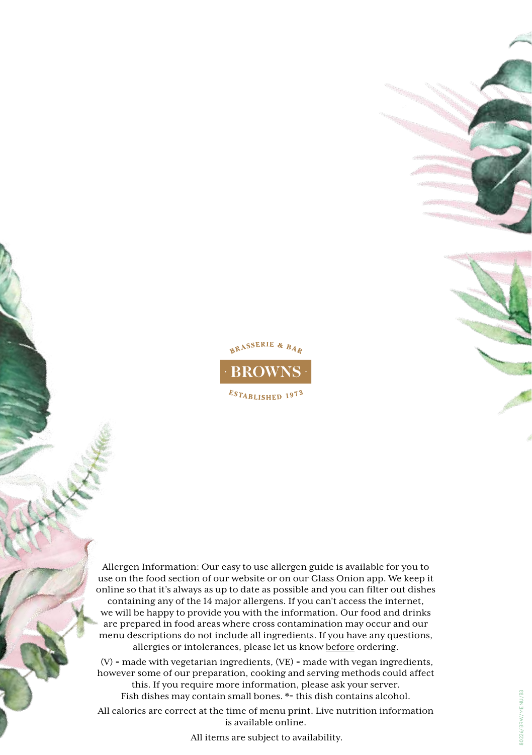BRASSERIE & BAR

· BROWNS ·

ESTABLISHED 1973

Allergen Information: Our easy to use allergen guide is available for you to use on the food section of our website or on our Glass Onion app. We keep it online so that it's always as up to date as possible and you can filter out dishes containing any of the 14 major allergens. If you can't access the internet, we will be happy to provide you with the information. Our food and drinks are prepared in food areas where cross contamination may occur and our menu descriptions do not include all ingredients. If you have any questions, allergies or intolerances, please let us know before ordering.

(V) = made with vegetarian ingredients, (VE) = made with vegan ingredients, however some of our preparation, cooking and serving methods could affect this. If you require more information, please ask your server. Fish dishes may contain small bones. *= this dish contains alcohol.

All calories are correct at the time of menu print. Live nutrition information is available online.

All items are subject to availability.

80226/BRW/MENU/B3